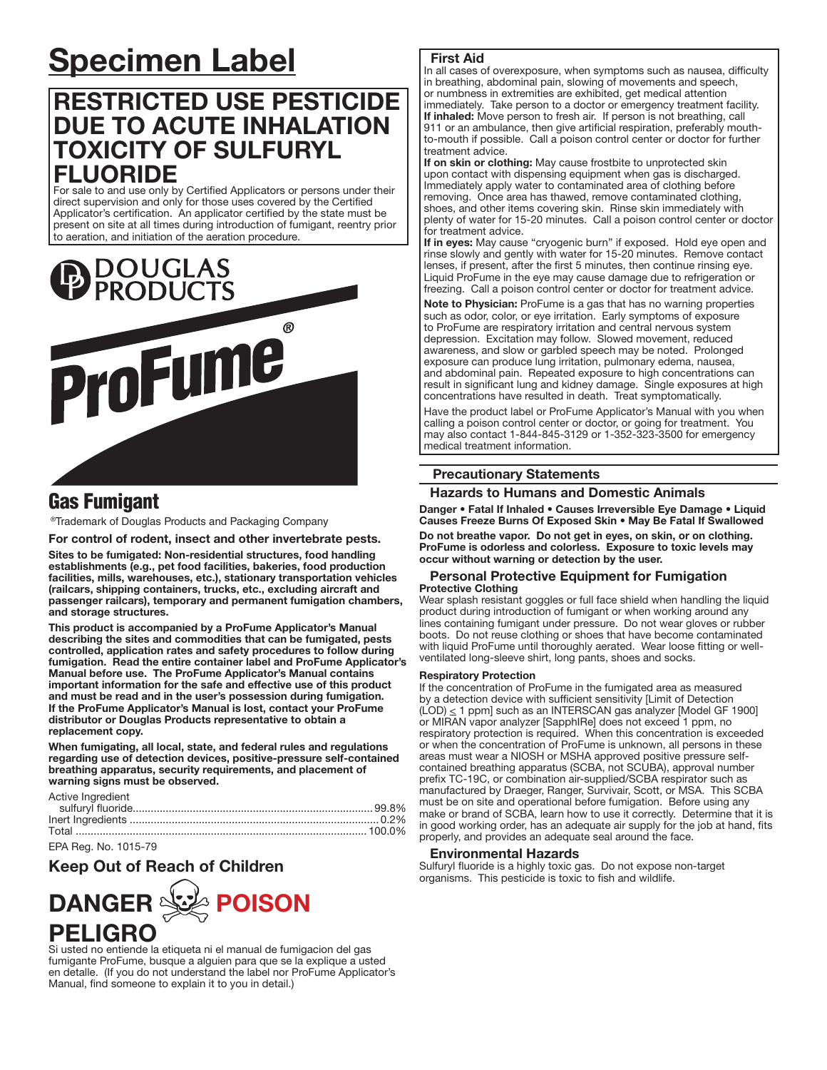# Specimen Label

## RESTRICTED USE PESTICIDE DUE TO ACUTE INHALATION TOXICITY OF SULFURYL FLUORIDE

For sale to and use only by Certified Applicators or persons under their direct supervision and only for those uses covered by the Certified Applicator's certification. An applicator certified by the state must be present on site at all times during introduction of fumigant, reentry prior to aeration, and initiation of the aeration procedure.

DOUGLAS PRODUCTS

ProFume®

## Gas Fumigant

®Trademark of Douglas Products and Packaging Company

**For control of rodent, insect and other invertebrate pests.**

**Sites to be fumigated: Non-residential structures, food handling establishments (e.g., pet food facilities, bakeries, food production facilities, mills, warehouses, etc.), stationary transportation vehicles (railcars, shipping containers, trucks, etc., excluding aircraft and passenger railcars), temporary and permanent fumigation chambers, and storage structures.**

**This product is accompanied by a ProFume Applicator's Manual describing the sites and commodities that can be fumigated, pests controlled, application rates and safety procedures to follow during fumigation. Read the entire container label and ProFume Applicator's Manual before use. The ProFume Applicator's Manual contains important information for the safe and effective use of this product and must be read and in the user's possession during fumigation. If the ProFume Applicator's Manual is lost, contact your ProFume distributor or Douglas Products representative to obtain a replacement copy.**

**When fumigating, all local, state, and federal rules and regulations regarding use of detection devices, positive-pressure self-contained breathing apparatus, security requirements, and placement of warning signs must be observed.**

| Active Ingredient | |
|---|---|
| sulfuryl fluoride | 99.8% |
| Inert Ingredients | 0.2% |
| Total | 100.0% |

EPA Reg. No. 1015-79

### Keep Out of Reach of Children

## DANGER POISON PELIGRO

Si usted no entiende la etiqueta ni el manual de fumigacion del gas fumigante ProFume, busque a alguien para que se la explique a usted en detalle. (If you do not understand the label nor ProFume Applicator's Manual, find someone to explain it to you in detail.)

### First Aid

In all cases of overexposure, when symptoms such as nausea, difficulty in breathing, abdominal pain, slowing of movements and speech, or numbness in extremities are exhibited, get medical attention immediately. Take person to a doctor or emergency treatment facility.

**If inhaled:** Move person to fresh air. If person is not breathing, call 911 or an ambulance, then give artificial respiration, preferably mouth-to-mouth if possible. Call a poison control center or doctor for further treatment advice.

**If on skin or clothing:** May cause frostbite to unprotected skin upon contact with dispensing equipment when gas is discharged. Immediately apply water to contaminated area of clothing before removing. Once area has thawed, remove contaminated clothing, shoes, and other items covering skin. Rinse skin immediately with plenty of water for 15-20 minutes. Call a poison control center or doctor for treatment advice.

**If in eyes:** May cause "cryogenic burn" if exposed. Hold eye open and rinse slowly and gently with water for 15-20 minutes. Remove contact lenses, if present, after the first 5 minutes, then continue rinsing eye. Liquid ProFume in the eye may cause damage due to refrigeration or freezing. Call a poison control center or doctor for treatment advice.

**Note to Physician:** ProFume is a gas that has no warning properties such as odor, color, or eye irritation. Early symptoms of exposure to ProFume are respiratory irritation and central nervous system depression. Excitation may follow. Slowed movement, reduced awareness, and slow or garbled speech may be noted. Prolonged exposure can produce lung irritation, pulmonary edema, nausea, and abdominal pain. Repeated exposure to high concentrations can result in significant lung and kidney damage. Single exposures at high concentrations have resulted in death. Treat symptomatically.

Have the product label or ProFume Applicator's Manual with you when calling a poison control center or doctor, or going for treatment. You may also contact 1-844-845-3129 or 1-352-323-3500 for emergency medical treatment information.

### Precautionary Statements

#### Hazards to Humans and Domestic Animals

**Danger • Fatal If Inhaled • Causes Irreversible Eye Damage • Liquid Causes Freeze Burns Of Exposed Skin • May Be Fatal If Swallowed**

**Do not breathe vapor. Do not get in eyes, on skin, or on clothing. ProFume is odorless and colorless. Exposure to toxic levels may occur without warning or detection by the user.**

#### Personal Protective Equipment for Fumigation

**Protective Clothing**

Wear splash resistant goggles or full face shield when handling the liquid product during introduction of fumigant or when working around any lines containing fumigant under pressure. Do not wear gloves or rubber boots. Do not reuse clothing or shoes that have become contaminated with liquid ProFume until thoroughly aerated. Wear loose fitting or well-ventilated long-sleeve shirt, long pants, shoes and socks.

**Respiratory Protection**

If the concentration of ProFume in the fumigated area as measured by a detection device with sufficient sensitivity [Limit of Detection (LOD) $\leq$ 1 ppm] such as an INTERSCAN gas analyzer [Model GF 1900] or MIRAN vapor analyzer [SapphIRe] does not exceed 1 ppm, no respiratory protection is required. When this concentration is exceeded or when the concentration of ProFume is unknown, all persons in these areas must wear a NIOSH or MSHA approved positive pressure self-contained breathing apparatus (SCBA, not SCUBA), approval number prefix TC-19C, or combination air-supplied/SCBA respirator such as manufactured by Draeger, Ranger, Survivair, Scott, or MSA. This SCBA must be on site and operational before fumigation. Before using any make or brand of SCBA, learn how to use it correctly. Determine that it is in good working order, has an adequate air supply for the job at hand, fits properly, and provides an adequate seal around the face.

#### Environmental Hazards

Sulfuryl fluoride is a highly toxic gas. Do not expose non-target organisms. This pesticide is toxic to fish and wildlife.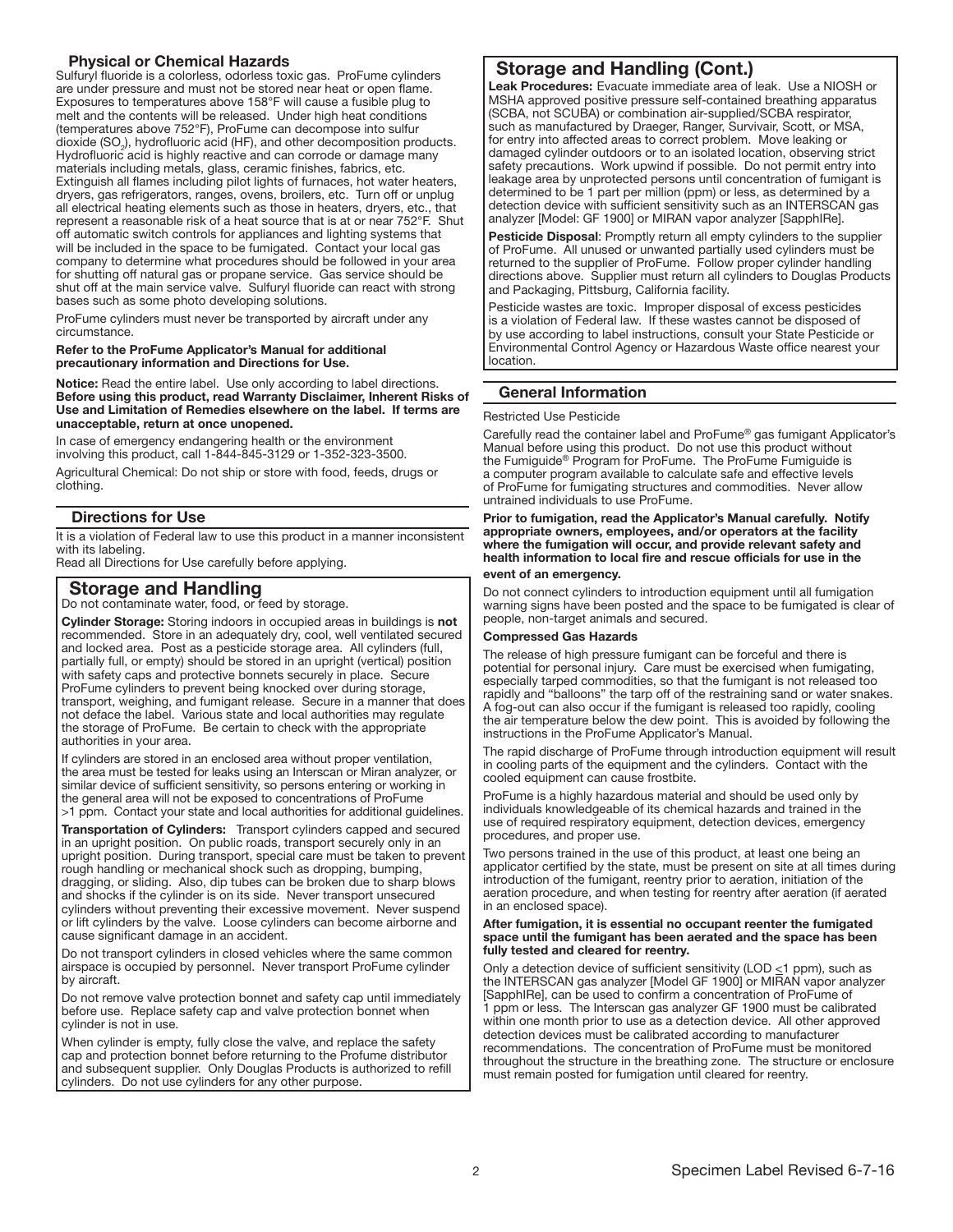### Physical or Chemical Hazards

Sulfuryl fluoride is a colorless, odorless toxic gas. ProFume cylinders are under pressure and must not be stored near heat or open flame. Exposures to temperatures above 158°F will cause a fusible plug to melt and the contents will be released. Under high heat conditions (temperatures above 752°F), ProFume can decompose into sulfur dioxide ($SO_2$), hydrofluoric acid (HF), and other decomposition products. Hydrofluoric acid is highly reactive and can corrode or damage many materials including metals, glass, ceramic finishes, fabrics, etc. Extinguish all flames including pilot lights of furnaces, hot water heaters, dryers, gas refrigerators, ranges, ovens, broilers, etc. Turn off or unplug all electrical heating elements such as those in heaters, dryers, etc., that represent a reasonable risk of a heat source that is at or near 752°F. Shut off automatic switch controls for appliances and lighting systems that will be included in the space to be fumigated. Contact your local gas company to determine what procedures should be followed in your area for shutting off natural gas or propane service. Gas service should be shut off at the main service valve. Sulfuryl fluoride can react with strong bases such as some photo developing solutions.

ProFume cylinders must never be transported by aircraft under any circumstance.

**Refer to the ProFume Applicator's Manual for additional precautionary information and Directions for Use.**

**Notice:** Read the entire label. Use only according to label directions. **Before using this product, read Warranty Disclaimer, Inherent Risks of Use and Limitation of Remedies elsewhere on the label. If terms are unacceptable, return at once unopened.**

In case of emergency endangering health or the environment involving this product, call 1-844-845-3129 or 1-352-323-3500.

Agricultural Chemical: Do not ship or store with food, feeds, drugs or clothing.

## Directions for Use

It is a violation of Federal law to use this product in a manner inconsistent with its labeling.
Read all Directions for Use carefully before applying.

## Storage and Handling

Do not contaminate water, food, or feed by storage.

**Cylinder Storage:** Storing indoors in occupied areas in buildings is **not** recommended. Store in an adequately dry, cool, well ventilated secured and locked area. Post as a pesticide storage area. All cylinders (full, partially full, or empty) should be stored in an upright (vertical) position with safety caps and protective bonnets securely in place. Secure ProFume cylinders to prevent being knocked over during storage, transport, weighing, and fumigant release. Secure in a manner that does not deface the label. Various state and local authorities may regulate the storage of ProFume. Be certain to check with the appropriate authorities in your area.

If cylinders are stored in an enclosed area without proper ventilation, the area must be tested for leaks using an Interscan or Miran analyzer, or similar device of sufficient sensitivity, so persons entering or working in the general area will not be exposed to concentrations of ProFume >1 ppm. Contact your state and local authorities for additional guidelines.

**Transportation of Cylinders:** Transport cylinders capped and secured in an upright position. On public roads, transport securely only in an upright position. During transport, special care must be taken to prevent rough handling or mechanical shock such as dropping, bumping, dragging, or sliding. Also, dip tubes can be broken due to sharp blows and shocks if the cylinder is on its side. Never transport unsecured cylinders without preventing their excessive movement. Never suspend or lift cylinders by the valve. Loose cylinders can become airborne and cause significant damage in an accident.

Do not transport cylinders in closed vehicles where the same common airspace is occupied by personnel. Never transport ProFume cylinder by aircraft.

Do not remove valve protection bonnet and safety cap until immediately before use. Replace safety cap and valve protection bonnet when cylinder is not in use.

When cylinder is empty, fully close the valve, and replace the safety cap and protection bonnet before returning to the Profume distributor and subsequent supplier. Only Douglas Products is authorized to refill cylinders. Do not use cylinders for any other purpose.

## Storage and Handling (Cont.)

**Leak Procedures:** Evacuate immediate area of leak. Use a NIOSH or MSHA approved positive pressure self-contained breathing apparatus (SCBA, not SCUBA) or combination air-supplied/SCBA respirator, such as manufactured by Draeger, Ranger, Survivair, Scott, or MSA, for entry into affected areas to correct problem. Move leaking or damaged cylinder outdoors or to an isolated location, observing strict safety precautions. Work upwind if possible. Do not permit entry into leakage area by unprotected persons until concentration of fumigant is determined to be 1 part per million (ppm) or less, as determined by a detection device with sufficient sensitivity such as an INTERSCAN gas analyzer [Model: GF 1900] or MIRAN vapor analyzer [SapphIRe].

**Pesticide Disposal**: Promptly return all empty cylinders to the supplier of ProFume. All unused or unwanted partially used cylinders must be returned to the supplier of ProFume. Follow proper cylinder handling directions above. Supplier must return all cylinders to Douglas Products and Packaging, Pittsburg, California facility.

Pesticide wastes are toxic. Improper disposal of excess pesticides is a violation of Federal law. If these wastes cannot be disposed of by use according to label instructions, consult your State Pesticide or Environmental Control Agency or Hazardous Waste office nearest your location.

## General Information

Restricted Use Pesticide

Carefully read the container label and ProFume® gas fumigant Applicator's Manual before using this product. Do not use this product without the Fumiguide® Program for ProFume. The ProFume Fumiguide is a computer program available to calculate safe and effective levels of ProFume for fumigating structures and commodities. Never allow untrained individuals to use ProFume.

**Prior to fumigation, read the Applicator's Manual carefully. Notify appropriate owners, employees, and/or operators at the facility where the fumigation will occur, and provide relevant safety and health information to local fire and rescue officials for use in the event of an emergency.**

Do not connect cylinders to introduction equipment until all fumigation warning signs have been posted and the space to be fumigated is clear of people, non-target animals and secured.

**Compressed Gas Hazards**

The release of high pressure fumigant can be forceful and there is potential for personal injury. Care must be exercised when fumigating, especially tarped commodities, so that the fumigant is not released too rapidly and "balloons" the tarp off of the restraining sand or water snakes. A fog-out can also occur if the fumigant is released too rapidly, cooling the air temperature below the dew point. This is avoided by following the instructions in the ProFume Applicator's Manual.

The rapid discharge of ProFume through introduction equipment will result in cooling parts of the equipment and the cylinders. Contact with the cooled equipment can cause frostbite.

ProFume is a highly hazardous material and should be used only by individuals knowledgeable of its chemical hazards and trained in the use of required respiratory equipment, detection devices, emergency procedures, and proper use.

Two persons trained in the use of this product, at least one being an applicator certified by the state, must be present on site at all times during introduction of the fumigant, reentry prior to aeration, initiation of the aeration procedure, and when testing for reentry after aeration (if aerated in an enclosed space).

**After fumigation, it is essential no occupant reenter the fumigated space until the fumigant has been aerated and the space has been fully tested and cleared for reentry.**

Only a detection device of sufficient sensitivity (LOD ≤1 ppm), such as the INTERSCAN gas analyzer [Model GF 1900] or MIRAN vapor analyzer [SapphIRe], can be used to confirm a concentration of ProFume of 1 ppm or less. The Interscan gas analyzer GF 1900 must be calibrated within one month prior to use as a detection device. All other approved detection devices must be calibrated according to manufacturer recommendations. The concentration of ProFume must be monitored throughout the structure in the breathing zone. The structure or enclosure must remain posted for fumigation until cleared for reentry.

Specimen Label Revised 6-7-16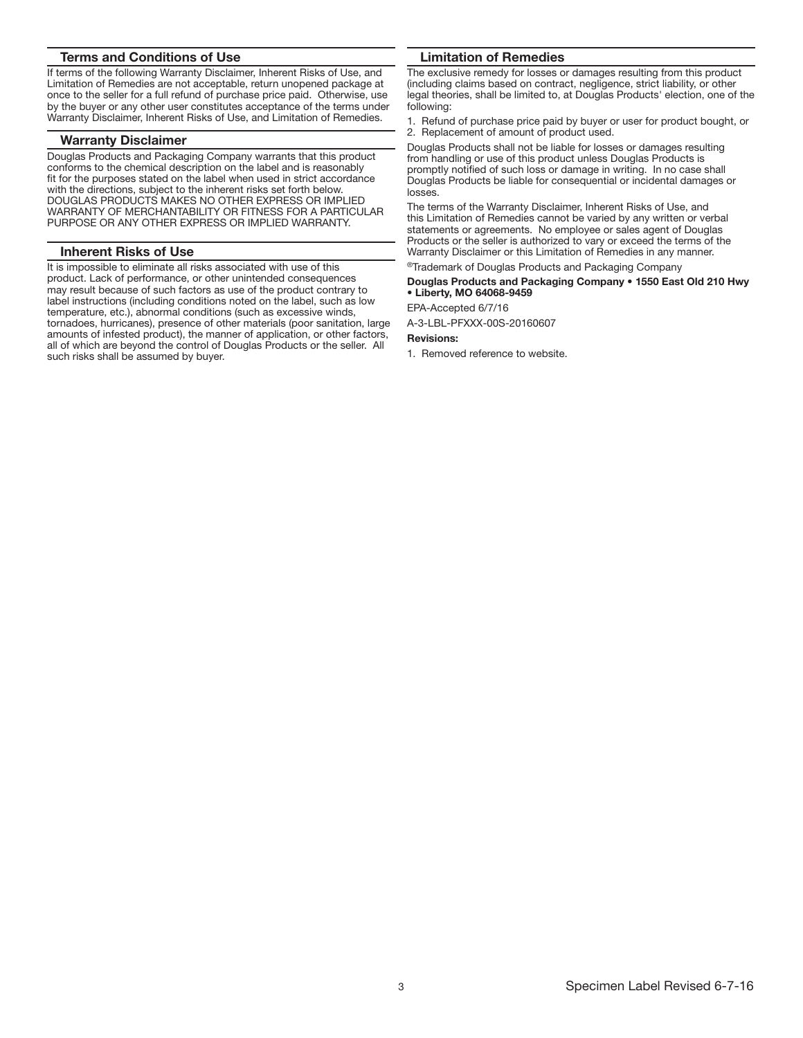## Terms and Conditions of Use

If terms of the following Warranty Disclaimer, Inherent Risks of Use, and Limitation of Remedies are not acceptable, return unopened package at once to the seller for a full refund of purchase price paid. Otherwise, use by the buyer or any other user constitutes acceptance of the terms under Warranty Disclaimer, Inherent Risks of Use, and Limitation of Remedies.

## Warranty Disclaimer

Douglas Products and Packaging Company warrants that this product conforms to the chemical description on the label and is reasonably fit for the purposes stated on the label when used in strict accordance with the directions, subject to the inherent risks set forth below. DOUGLAS PRODUCTS MAKES NO OTHER EXPRESS OR IMPLIED WARRANTY OF MERCHANTABILITY OR FITNESS FOR A PARTICULAR PURPOSE OR ANY OTHER EXPRESS OR IMPLIED WARRANTY.

## Inherent Risks of Use

It is impossible to eliminate all risks associated with use of this product. Lack of performance, or other unintended consequences may result because of such factors as use of the product contrary to label instructions (including conditions noted on the label, such as low temperature, etc.), abnormal conditions (such as excessive winds, tornadoes, hurricanes), presence of other materials (poor sanitation, large amounts of infested product), the manner of application, or other factors, all of which are beyond the control of Douglas Products or the seller. All such risks shall be assumed by buyer.

## Limitation of Remedies

The exclusive remedy for losses or damages resulting from this product (including claims based on contract, negligence, strict liability, or other legal theories, shall be limited to, at Douglas Products' election, one of the following:

1. Refund of purchase price paid by buyer or user for product bought, or
2. Replacement of amount of product used.

Douglas Products shall not be liable for losses or damages resulting from handling or use of this product unless Douglas Products is promptly notified of such loss or damage in writing. In no case shall Douglas Products be liable for consequential or incidental damages or losses.

The terms of the Warranty Disclaimer, Inherent Risks of Use, and this Limitation of Remedies cannot be varied by any written or verbal statements or agreements. No employee or sales agent of Douglas Products or the seller is authorized to vary or exceed the terms of the Warranty Disclaimer or this Limitation of Remedies in any manner.

®Trademark of Douglas Products and Packaging Company

**Douglas Products and Packaging Company • 1550 East Old 210 Hwy • Liberty, MO 64068-9459**

EPA-Accepted 6/7/16

A-3-LBL-PFXXX-00S-20160607

**Revisions:**

1. Removed reference to website.

Specimen Label Revised 6-7-16